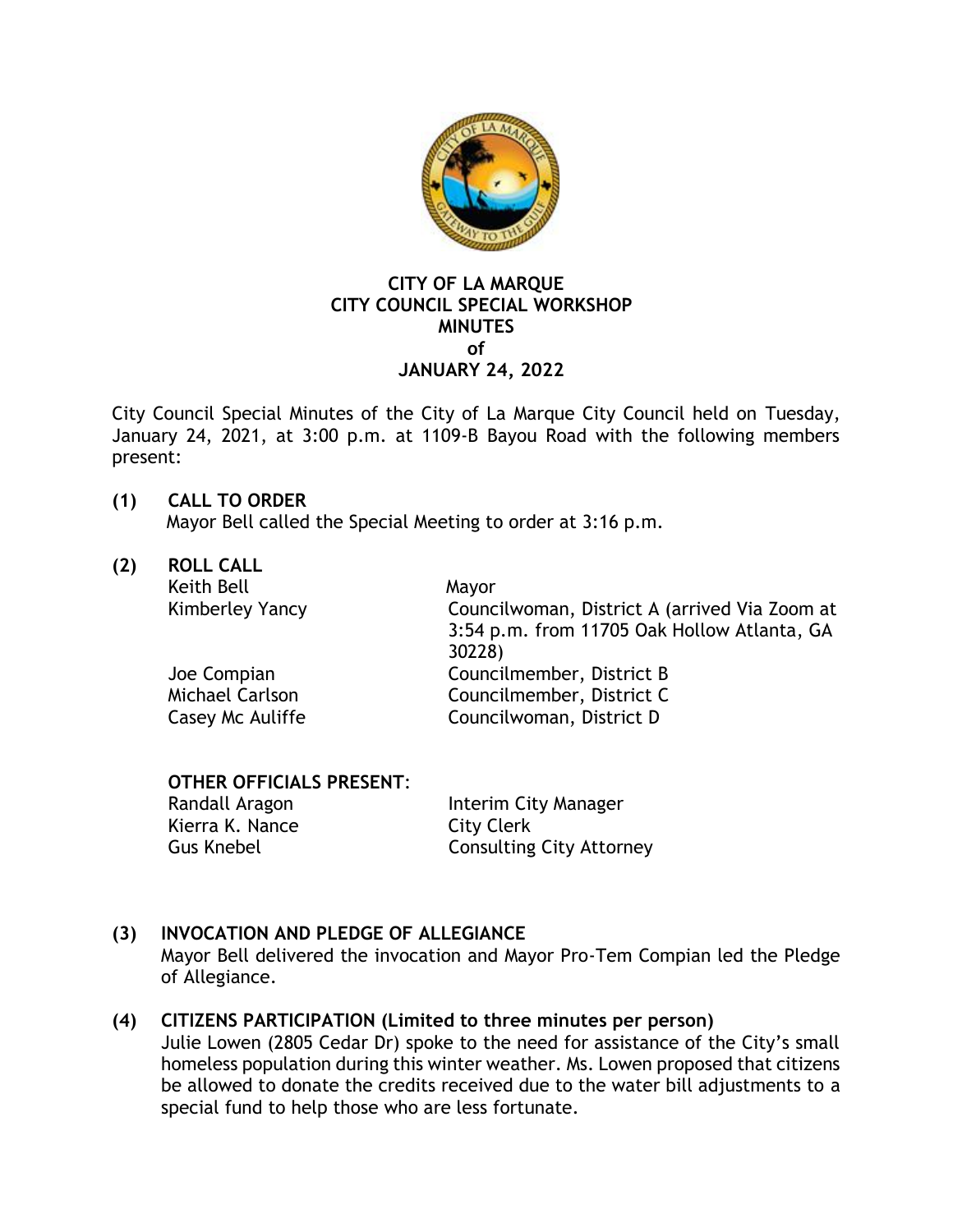# CITY OF LA MARQUE
## CITY COUNCIL SPECIAL WORKSHOP
## MINUTES
## of
## JANUARY 24, 2022

City Council Special Minutes of the City of La Marque City Council held on Tuesday, January 24, 2021, at 3:00 p.m. at 1109-B Bayou Road with the following members present:

**(1) CALL TO ORDER**

Mayor Bell called the Special Meeting to order at 3:16 p.m.

**(2) ROLL CALL**

| | |
|---|---|
| Keith Bell | Mayor |
| Kimberley Yancy | Councilwoman, District A (arrived Via Zoom at 3:54 p.m. from 11705 Oak Hollow Atlanta, GA 30228) |
| Joe Compian | Councilmember, District B |
| Michael Carlson | Councilmember, District C |
| Casey Mc Auliffe | Councilwoman, District D |

**OTHER OFFICIALS PRESENT**:

| | |
|---|---|
| Randall Aragon | Interim City Manager |
| Kierra K. Nance | City Clerk |
| Gus Knebel | Consulting City Attorney |

**(3) INVOCATION AND PLEDGE OF ALLEGIANCE**

Mayor Bell delivered the invocation and Mayor Pro-Tem Compian led the Pledge of Allegiance.

**(4) CITIZENS PARTICIPATION (Limited to three minutes per person)**

Julie Lowen (2805 Cedar Dr) spoke to the need for assistance of the City's small homeless population during this winter weather. Ms. Lowen proposed that citizens be allowed to donate the credits received due to the water bill adjustments to a special fund to help those who are less fortunate.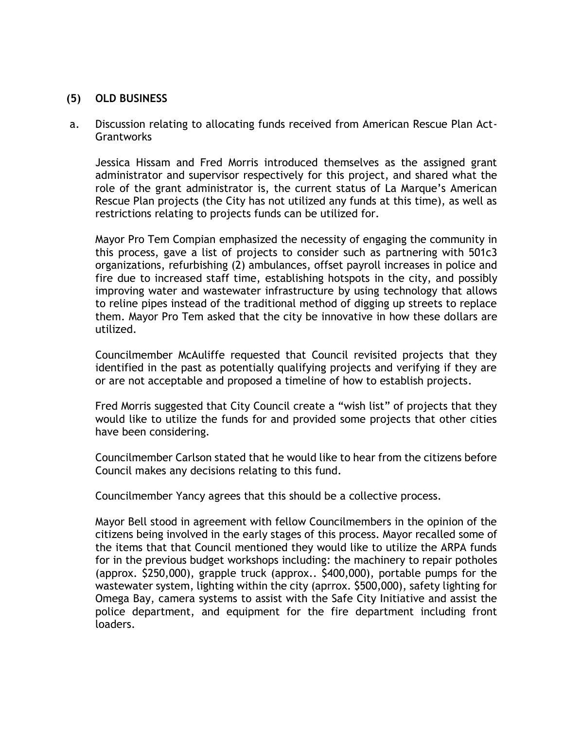## (5) OLD BUSINESS

a. Discussion relating to allocating funds received from American Rescue Plan Act-Grantworks

Jessica Hissam and Fred Morris introduced themselves as the assigned grant administrator and supervisor respectively for this project, and shared what the role of the grant administrator is, the current status of La Marque's American Rescue Plan projects (the City has not utilized any funds at this time), as well as restrictions relating to projects funds can be utilized for.

Mayor Pro Tem Compian emphasized the necessity of engaging the community in this process, gave a list of projects to consider such as partnering with 501c3 organizations, refurbishing (2) ambulances, offset payroll increases in police and fire due to increased staff time, establishing hotspots in the city, and possibly improving water and wastewater infrastructure by using technology that allows to reline pipes instead of the traditional method of digging up streets to replace them. Mayor Pro Tem asked that the city be innovative in how these dollars are utilized.

Councilmember McAuliffe requested that Council revisited projects that they identified in the past as potentially qualifying projects and verifying if they are or are not acceptable and proposed a timeline of how to establish projects.

Fred Morris suggested that City Council create a "wish list" of projects that they would like to utilize the funds for and provided some projects that other cities have been considering.

Councilmember Carlson stated that he would like to hear from the citizens before Council makes any decisions relating to this fund.

Councilmember Yancy agrees that this should be a collective process.

Mayor Bell stood in agreement with fellow Councilmembers in the opinion of the citizens being involved in the early stages of this process. Mayor recalled some of the items that that Council mentioned they would like to utilize the ARPA funds for in the previous budget workshops including: the machinery to repair potholes (approx. $250,000), grapple truck (approx.. $400,000), portable pumps for the wastewater system, lighting within the city (aprrox. $500,000), safety lighting for Omega Bay, camera systems to assist with the Safe City Initiative and assist the police department, and equipment for the fire department including front loaders.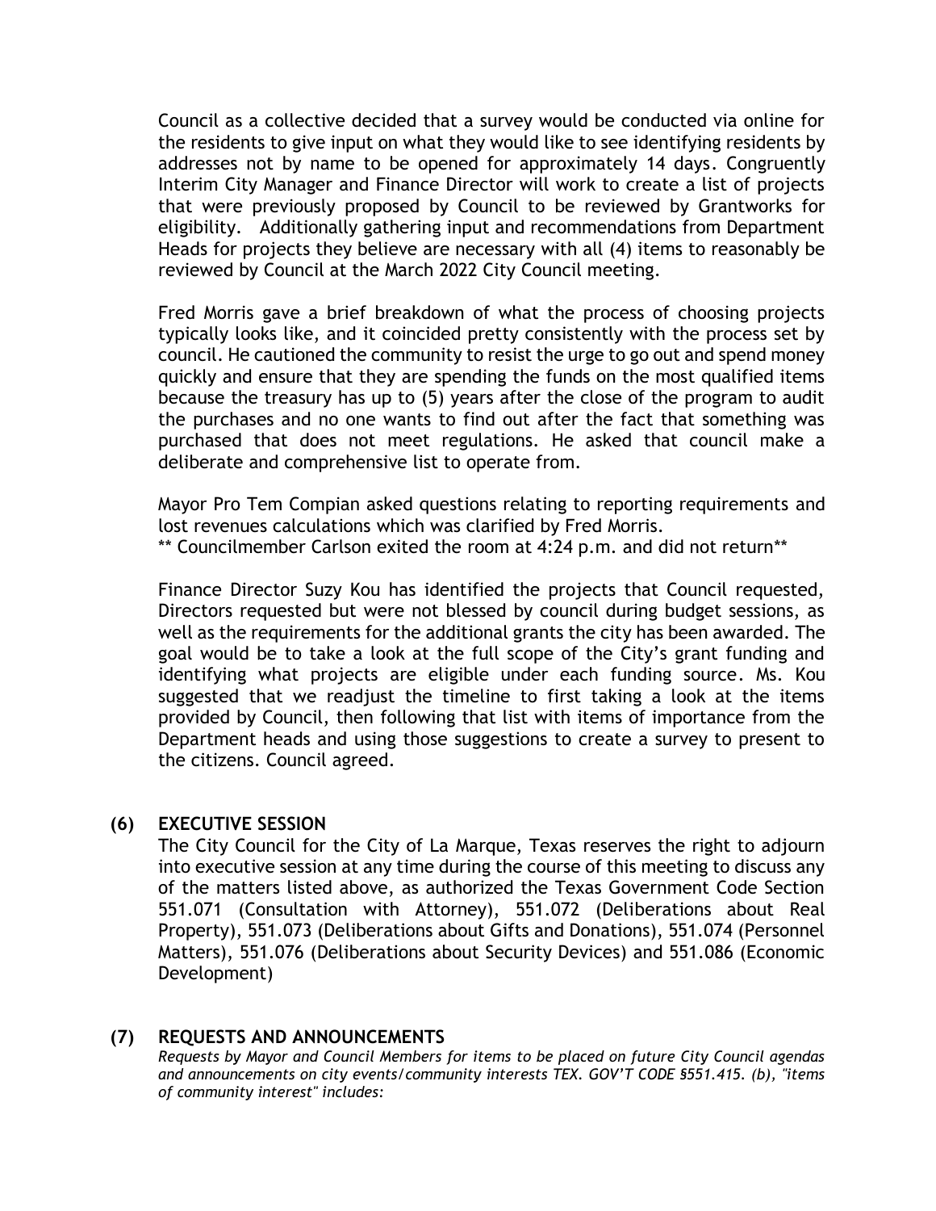Council as a collective decided that a survey would be conducted via online for the residents to give input on what they would like to see identifying residents by addresses not by name to be opened for approximately 14 days. Congruently Interim City Manager and Finance Director will work to create a list of projects that were previously proposed by Council to be reviewed by Grantworks for eligibility. Additionally gathering input and recommendations from Department Heads for projects they believe are necessary with all (4) items to reasonably be reviewed by Council at the March 2022 City Council meeting.

Fred Morris gave a brief breakdown of what the process of choosing projects typically looks like, and it coincided pretty consistently with the process set by council. He cautioned the community to resist the urge to go out and spend money quickly and ensure that they are spending the funds on the most qualified items because the treasury has up to (5) years after the close of the program to audit the purchases and no one wants to find out after the fact that something was purchased that does not meet regulations. He asked that council make a deliberate and comprehensive list to operate from.

Mayor Pro Tem Compian asked questions relating to reporting requirements and lost revenues calculations which was clarified by Fred Morris.
** Councilmember Carlson exited the room at 4:24 p.m. and did not return**

Finance Director Suzy Kou has identified the projects that Council requested, Directors requested but were not blessed by council during budget sessions, as well as the requirements for the additional grants the city has been awarded. The goal would be to take a look at the full scope of the City's grant funding and identifying what projects are eligible under each funding source. Ms. Kou suggested that we readjust the timeline to first taking a look at the items provided by Council, then following that list with items of importance from the Department heads and using those suggestions to create a survey to present to the citizens. Council agreed.

## (6) EXECUTIVE SESSION

The City Council for the City of La Marque, Texas reserves the right to adjourn into executive session at any time during the course of this meeting to discuss any of the matters listed above, as authorized the Texas Government Code Section 551.071 (Consultation with Attorney), 551.072 (Deliberations about Real Property), 551.073 (Deliberations about Gifts and Donations), 551.074 (Personnel Matters), 551.076 (Deliberations about Security Devices) and 551.086 (Economic Development)

## (7) REQUESTS AND ANNOUNCEMENTS

*Requests by Mayor and Council Members for items to be placed on future City Council agendas and announcements on city events/community interests TEX. GOV'T CODE §551.415. (b), "items of community interest" includes:*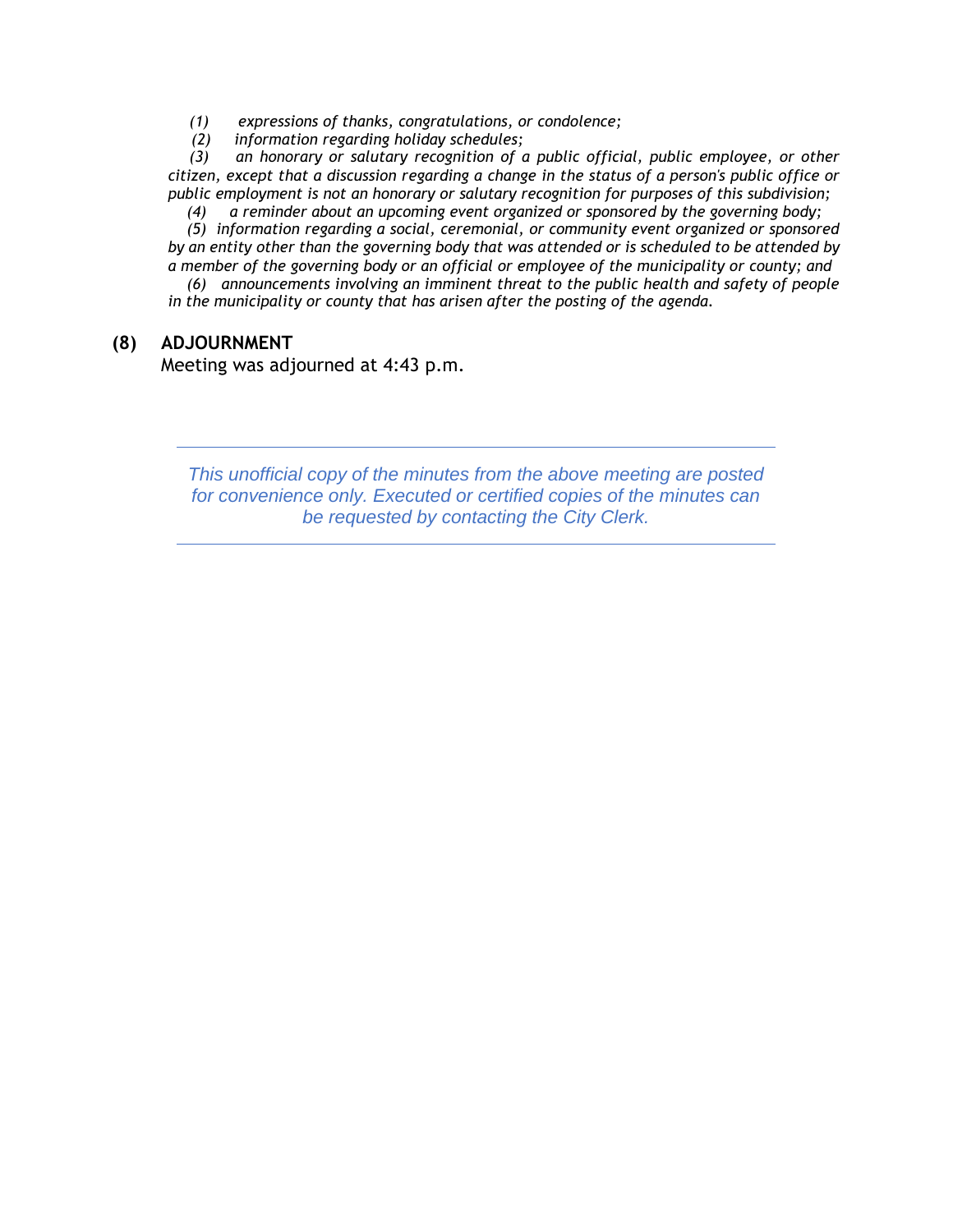*(1) expressions of thanks, congratulations, or condolence;*

*(2) information regarding holiday schedules;*

*(3) an honorary or salutary recognition of a public official, public employee, or other citizen, except that a discussion regarding a change in the status of a person's public office or public employment is not an honorary or salutary recognition for purposes of this subdivision;*

*(4) a reminder about an upcoming event organized or sponsored by the governing body;*

*(5) information regarding a social, ceremonial, or community event organized or sponsored by an entity other than the governing body that was attended or is scheduled to be attended by a member of the governing body or an official or employee of the municipality or county; and*

*(6) announcements involving an imminent threat to the public health and safety of people in the municipality or county that has arisen after the posting of the agenda.*

**(8) ADJOURNMENT**

Meeting was adjourned at 4:43 p.m.

---

*This unofficial copy of the minutes from the above meeting are posted for convenience only. Executed or certified copies of the minutes can be requested by contacting the City Clerk.*

---